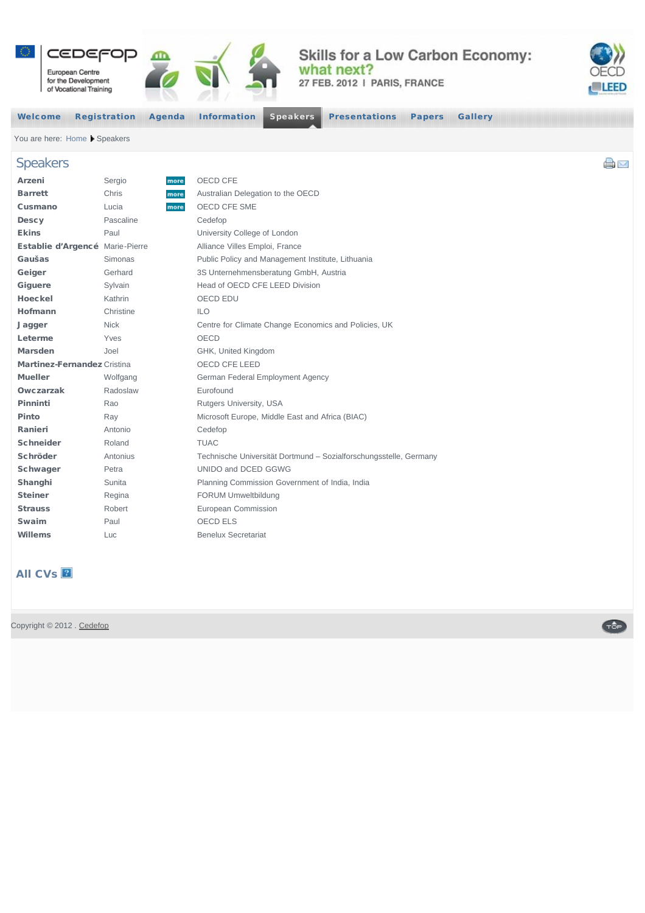Skills for a Low Carbon Economy: what next?
27 FEB. 2012 | PARIS, FRANCE

Welcome | Registration | Agenda | Information | Speakers | Presentations | Papers | Gallery

You are here: Home ▸ Speakers

# Speakers

| | | | |
|---|---|---|---|
| **Arzeni** | Sergio | more | OECD CFE |
| **Barrett** | Chris | more | Australian Delegation to the OECD |
| **Cusmano** | Lucia | more | OECD CFE SME |
| **Descy** | Pascaline | | Cedefop |
| **Ekins** | Paul | | University College of London |
| **Establie d'Argencé** | Marie-Pierre | | Alliance Villes Emploi, France |
| **Gaušas** | Simonas | | Public Policy and Management Institute, Lithuania |
| **Geiger** | Gerhard | | 3S Unternehmensberatung GmbH, Austria |
| **Giguere** | Sylvain | | Head of OECD CFE LEED Division |
| **Hoeckel** | Kathrin | | OECD EDU |
| **Hofmann** | Christine | | ILO |
| **J agger** | Nick | | Centre for Climate Change Economics and Policies, UK |
| **Leterme** | Yves | | OECD |
| **Marsden** | Joel | | GHK, United Kingdom |
| **Martinez-Fernandez** | Cristina | | OECD CFE LEED |
| **Mueller** | Wolfgang | | German Federal Employment Agency |
| **Owczarzak** | Radoslaw | | Eurofound |
| **Pinninti** | Rao | | Rutgers University, USA |
| **Pinto** | Ray | | Microsoft Europe, Middle East and Africa (BIAC) |
| **Ranieri** | Antonio | | Cedefop |
| **Schneider** | Roland | | TUAC |
| **Schröder** | Antonius | | Technische Universität Dortmund – Sozialforschungsstelle, Germany |
| **Schwager** | Petra | | UNIDO and DCED GGWG |
| **Shanghi** | Sunita | | Planning Commission Government of India, India |
| **Steiner** | Regina | | FORUM Umweltbildung |
| **Strauss** | Robert | | European Commission |
| **Swaim** | Paul | | OECD ELS |
| **Willems** | Luc | | Benelux Secretariat |

**All CVs**

Copyright © 2012 . Cedefop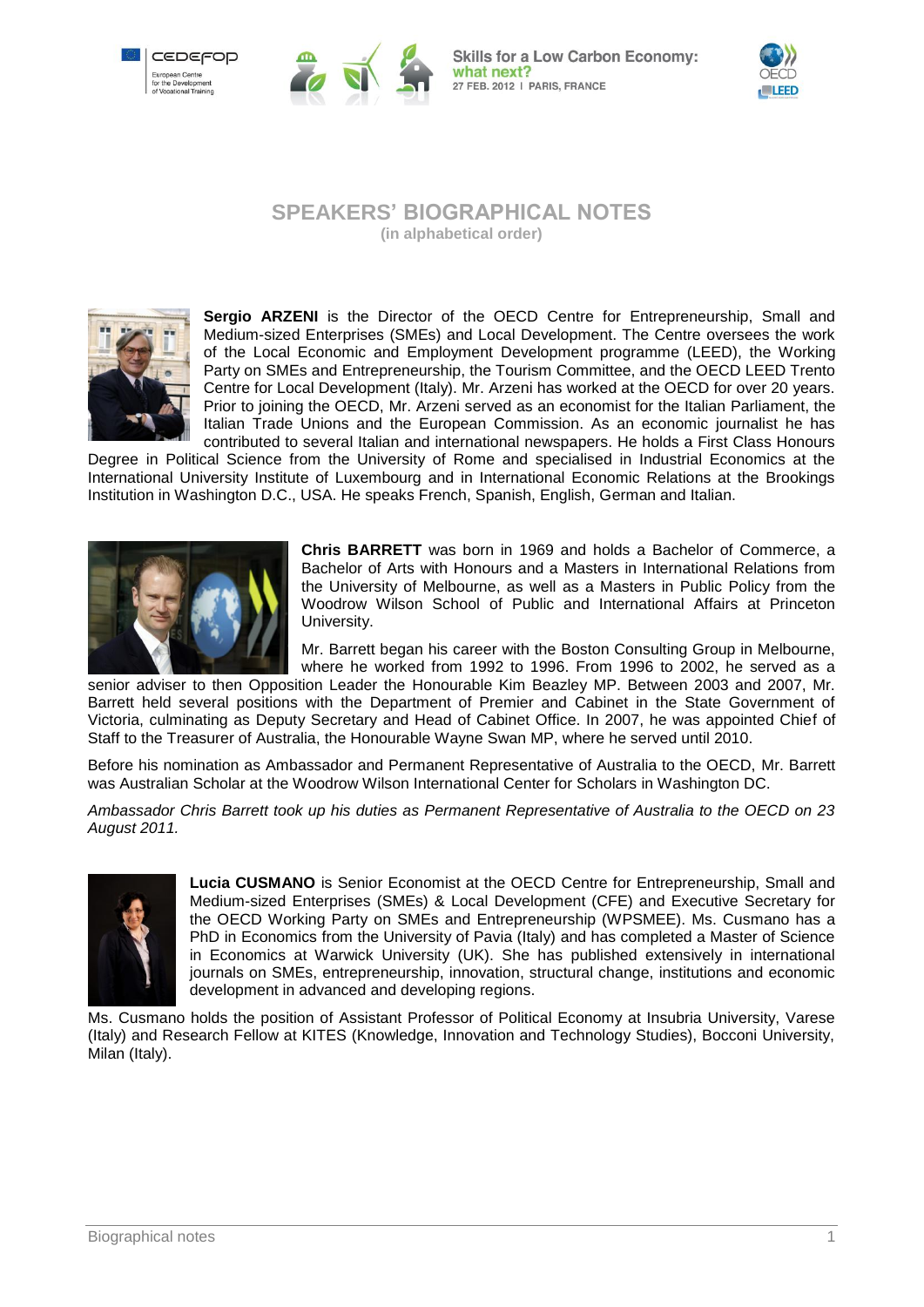# SPEAKERS' BIOGRAPHICAL NOTES

(in alphabetical order)

**Sergio ARZENI** is the Director of the OECD Centre for Entrepreneurship, Small and Medium-sized Enterprises (SMEs) and Local Development. The Centre oversees the work of the Local Economic and Employment Development programme (LEED), the Working Party on SMEs and Entrepreneurship, the Tourism Committee, and the OECD LEED Trento Centre for Local Development (Italy). Mr. Arzeni has worked at the OECD for over 20 years. Prior to joining the OECD, Mr. Arzeni served as an economist for the Italian Parliament, the Italian Trade Unions and the European Commission. As an economic journalist he has contributed to several Italian and international newspapers. He holds a First Class Honours Degree in Political Science from the University of Rome and specialised in Industrial Economics at the International University Institute of Luxembourg and in International Economic Relations at the Brookings Institution in Washington D.C., USA. He speaks French, Spanish, English, German and Italian.

**Chris BARRETT** was born in 1969 and holds a Bachelor of Commerce, a Bachelor of Arts with Honours and a Masters in International Relations from the University of Melbourne, as well as a Masters in Public Policy from the Woodrow Wilson School of Public and International Affairs at Princeton University.

Mr. Barrett began his career with the Boston Consulting Group in Melbourne, where he worked from 1992 to 1996. From 1996 to 2002, he served as a senior adviser to then Opposition Leader the Honourable Kim Beazley MP. Between 2003 and 2007, Mr. Barrett held several positions with the Department of Premier and Cabinet in the State Government of Victoria, culminating as Deputy Secretary and Head of Cabinet Office. In 2007, he was appointed Chief of Staff to the Treasurer of Australia, the Honourable Wayne Swan MP, where he served until 2010.

Before his nomination as Ambassador and Permanent Representative of Australia to the OECD, Mr. Barrett was Australian Scholar at the Woodrow Wilson International Center for Scholars in Washington DC.

*Ambassador Chris Barrett took up his duties as Permanent Representative of Australia to the OECD on 23 August 2011.*

**Lucia CUSMANO** is Senior Economist at the OECD Centre for Entrepreneurship, Small and Medium-sized Enterprises (SMEs) & Local Development (CFE) and Executive Secretary for the OECD Working Party on SMEs and Entrepreneurship (WPSMEE). Ms. Cusmano has a PhD in Economics from the University of Pavia (Italy) and has completed a Master of Science in Economics at Warwick University (UK). She has published extensively in international journals on SMEs, entrepreneurship, innovation, structural change, institutions and economic development in advanced and developing regions.

Ms. Cusmano holds the position of Assistant Professor of Political Economy at Insubria University, Varese (Italy) and Research Fellow at KITES (Knowledge, Innovation and Technology Studies), Bocconi University, Milan (Italy).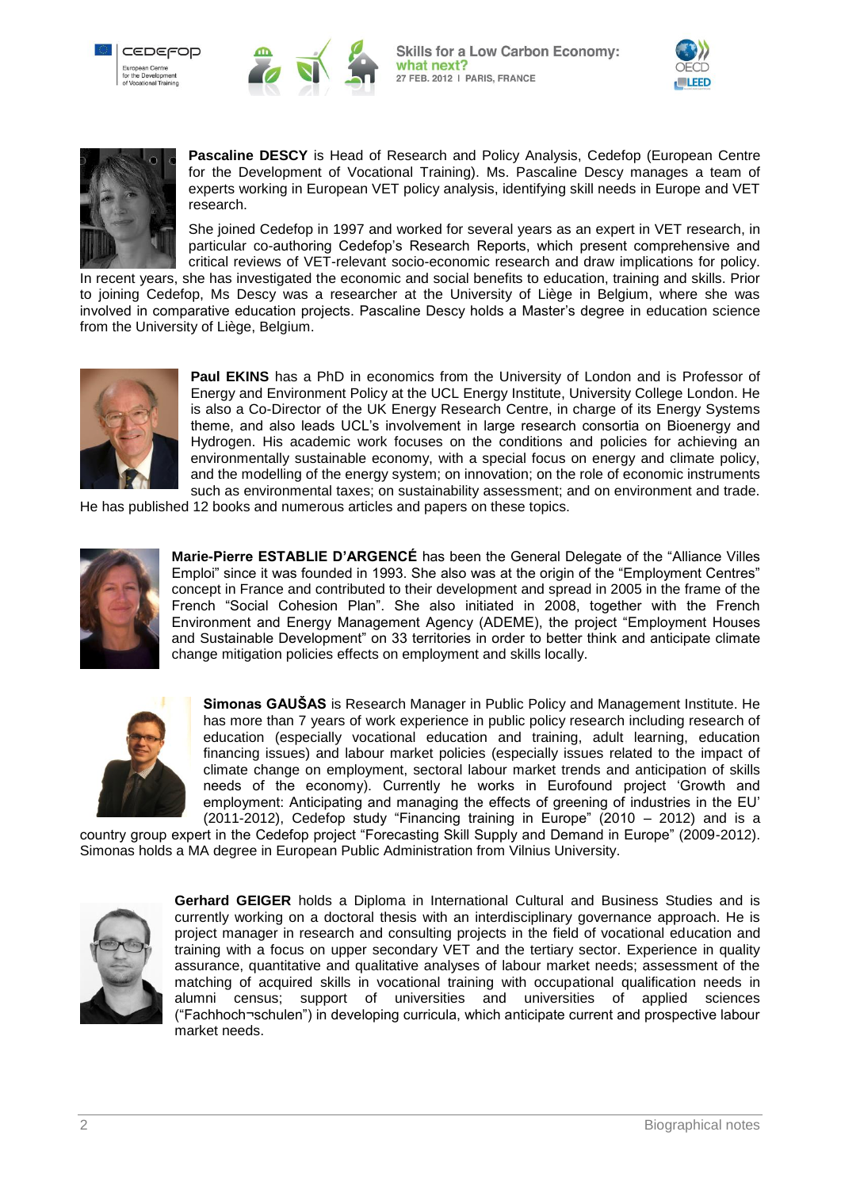**Pascaline DESCY** is Head of Research and Policy Analysis, Cedefop (European Centre for the Development of Vocational Training). Ms. Pascaline Descy manages a team of experts working in European VET policy analysis, identifying skill needs in Europe and VET research.

She joined Cedefop in 1997 and worked for several years as an expert in VET research, in particular co-authoring Cedefop's Research Reports, which present comprehensive and critical reviews of VET-relevant socio-economic research and draw implications for policy. In recent years, she has investigated the economic and social benefits to education, training and skills. Prior to joining Cedefop, Ms Descy was a researcher at the University of Liège in Belgium, where she was involved in comparative education projects. Pascaline Descy holds a Master's degree in education science from the University of Liège, Belgium.

**Paul EKINS** has a PhD in economics from the University of London and is Professor of Energy and Environment Policy at the UCL Energy Institute, University College London. He is also a Co-Director of the UK Energy Research Centre, in charge of its Energy Systems theme, and also leads UCL's involvement in large research consortia on Bioenergy and Hydrogen. His academic work focuses on the conditions and policies for achieving an environmentally sustainable economy, with a special focus on energy and climate policy, and the modelling of the energy system; on innovation; on the role of economic instruments such as environmental taxes; on sustainability assessment; and on environment and trade. He has published 12 books and numerous articles and papers on these topics.

**Marie-Pierre ESTABLIE D'ARGENCÉ** has been the General Delegate of the "Alliance Villes Emploi" since it was founded in 1993. She also was at the origin of the "Employment Centres" concept in France and contributed to their development and spread in 2005 in the frame of the French "Social Cohesion Plan". She also initiated in 2008, together with the French Environment and Energy Management Agency (ADEME), the project "Employment Houses and Sustainable Development" on 33 territories in order to better think and anticipate climate change mitigation policies effects on employment and skills locally.

**Simonas GAUŠAS** is Research Manager in Public Policy and Management Institute. He has more than 7 years of work experience in public policy research including research of education (especially vocational education and training, adult learning, education financing issues) and labour market policies (especially issues related to the impact of climate change on employment, sectoral labour market trends and anticipation of skills needs of the economy). Currently he works in Eurofound project 'Growth and employment: Anticipating and managing the effects of greening of industries in the EU' (2011-2012), Cedefop study "Financing training in Europe" (2010 – 2012) and is a country group expert in the Cedefop project "Forecasting Skill Supply and Demand in Europe" (2009-2012). Simonas holds a MA degree in European Public Administration from Vilnius University.

**Gerhard GEIGER** holds a Diploma in International Cultural and Business Studies and is currently working on a doctoral thesis with an interdisciplinary governance approach. He is project manager in research and consulting projects in the field of vocational education and training with a focus on upper secondary VET and the tertiary sector. Experience in quality assurance, quantitative and qualitative analyses of labour market needs; assessment of the matching of acquired skills in vocational training with occupational qualification needs in alumni census; support of universities and universities of applied sciences ("Fachhoch¬schulen") in developing curricula, which anticipate current and prospective labour market needs.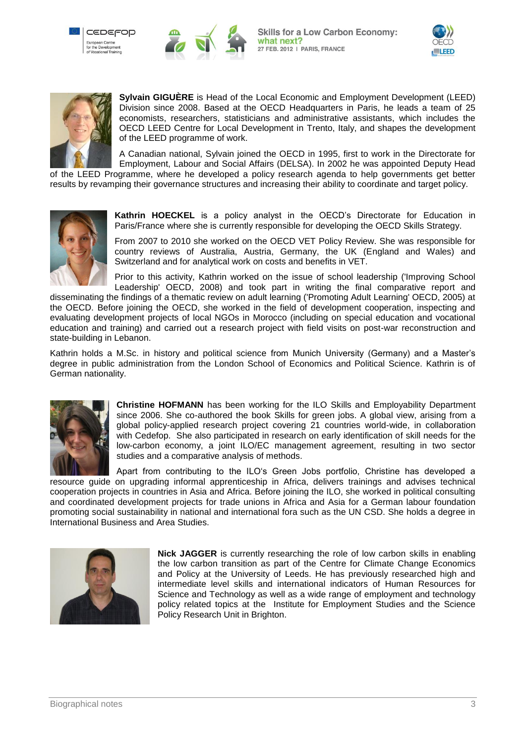**Sylvain GIGUÈRE** is Head of the Local Economic and Employment Development (LEED) Division since 2008. Based at the OECD Headquarters in Paris, he leads a team of 25 economists, researchers, statisticians and administrative assistants, which includes the OECD LEED Centre for Local Development in Trento, Italy, and shapes the development of the LEED programme of work.

A Canadian national, Sylvain joined the OECD in 1995, first to work in the Directorate for Employment, Labour and Social Affairs (DELSA). In 2002 he was appointed Deputy Head of the LEED Programme, where he developed a policy research agenda to help governments get better results by revamping their governance structures and increasing their ability to coordinate and target policy.

**Kathrin HOECKEL** is a policy analyst in the OECD's Directorate for Education in Paris/France where she is currently responsible for developing the OECD Skills Strategy.

From 2007 to 2010 she worked on the OECD VET Policy Review. She was responsible for country reviews of Australia, Austria, Germany, the UK (England and Wales) and Switzerland and for analytical work on costs and benefits in VET.

Prior to this activity, Kathrin worked on the issue of school leadership ('Improving School Leadership' OECD, 2008) and took part in writing the final comparative report and disseminating the findings of a thematic review on adult learning ('Promoting Adult Learning' OECD, 2005) at the OECD. Before joining the OECD, she worked in the field of development cooperation, inspecting and evaluating development projects of local NGOs in Morocco (including on special education and vocational education and training) and carried out a research project with field visits on post-war reconstruction and state-building in Lebanon.

Kathrin holds a M.Sc. in history and political science from Munich University (Germany) and a Master's degree in public administration from the London School of Economics and Political Science. Kathrin is of German nationality.

**Christine HOFMANN** has been working for the ILO Skills and Employability Department since 2006. She co-authored the book Skills for green jobs. A global view, arising from a global policy-applied research project covering 21 countries world-wide, in collaboration with Cedefop. She also participated in research on early identification of skill needs for the low-carbon economy, a joint ILO/EC management agreement, resulting in two sector studies and a comparative analysis of methods.

Apart from contributing to the ILO's Green Jobs portfolio, Christine has developed a resource guide on upgrading informal apprenticeship in Africa, delivers trainings and advises technical cooperation projects in countries in Asia and Africa. Before joining the ILO, she worked in political consulting and coordinated development projects for trade unions in Africa and Asia for a German labour foundation promoting social sustainability in national and international fora such as the UN CSD. She holds a degree in International Business and Area Studies.

**Nick JAGGER** is currently researching the role of low carbon skills in enabling the low carbon transition as part of the Centre for Climate Change Economics and Policy at the University of Leeds. He has previously researched high and intermediate level skills and international indicators of Human Resources for Science and Technology as well as a wide range of employment and technology policy related topics at the Institute for Employment Studies and the Science Policy Research Unit in Brighton.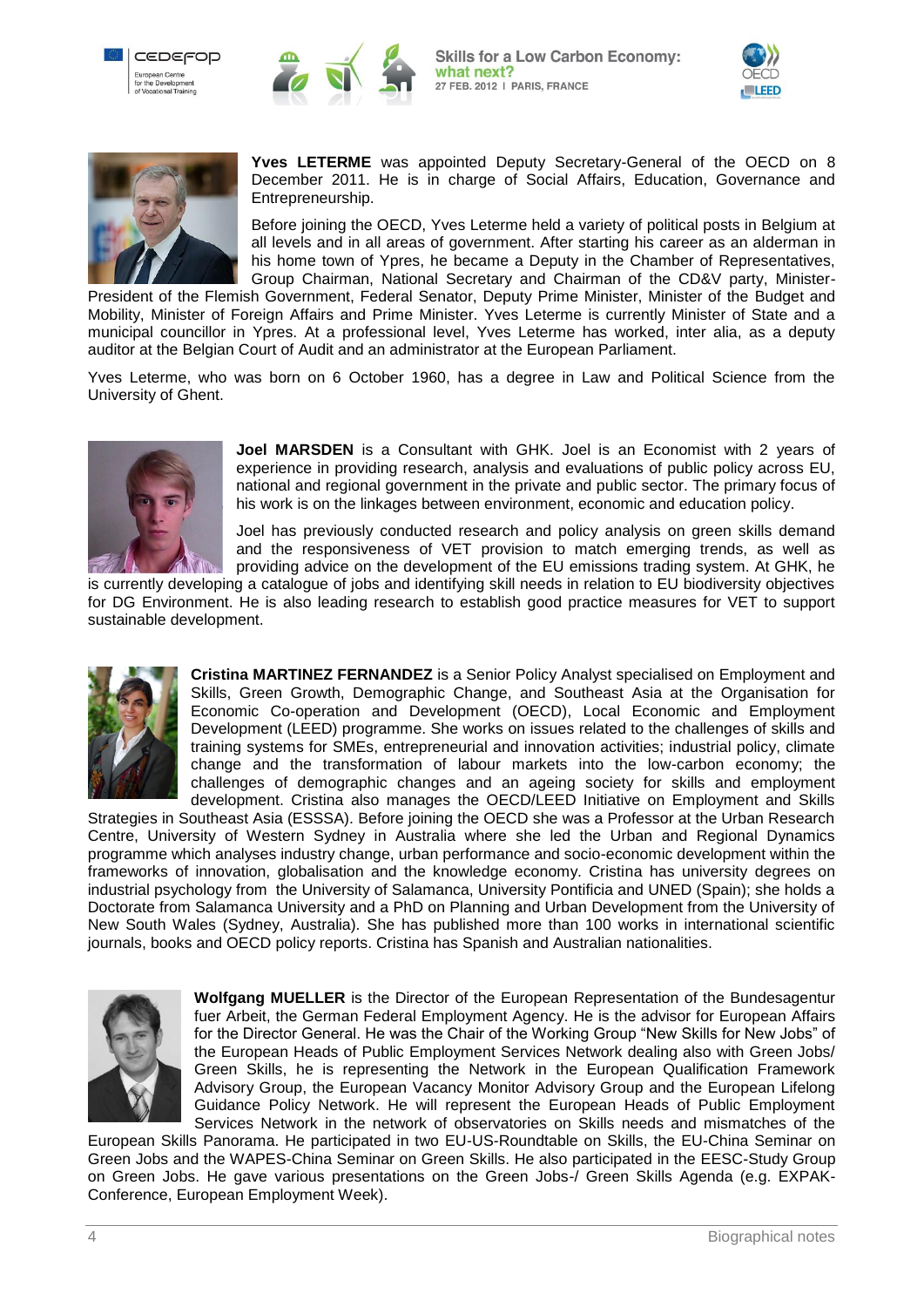**Yves LETERME** was appointed Deputy Secretary-General of the OECD on 8 December 2011. He is in charge of Social Affairs, Education, Governance and Entrepreneurship.

Before joining the OECD, Yves Leterme held a variety of political posts in Belgium at all levels and in all areas of government. After starting his career as an alderman in his home town of Ypres, he became a Deputy in the Chamber of Representatives, Group Chairman, National Secretary and Chairman of the CD&V party, Minister-President of the Flemish Government, Federal Senator, Deputy Prime Minister, Minister of the Budget and Mobility, Minister of Foreign Affairs and Prime Minister. Yves Leterme is currently Minister of State and a municipal councillor in Ypres. At a professional level, Yves Leterme has worked, inter alia, as a deputy auditor at the Belgian Court of Audit and an administrator at the European Parliament.

Yves Leterme, who was born on 6 October 1960, has a degree in Law and Political Science from the University of Ghent.

**Joel MARSDEN** is a Consultant with GHK. Joel is an Economist with 2 years of experience in providing research, analysis and evaluations of public policy across EU, national and regional government in the private and public sector. The primary focus of his work is on the linkages between environment, economic and education policy.

Joel has previously conducted research and policy analysis on green skills demand and the responsiveness of VET provision to match emerging trends, as well as providing advice on the development of the EU emissions trading system. At GHK, he is currently developing a catalogue of jobs and identifying skill needs in relation to EU biodiversity objectives for DG Environment. He is also leading research to establish good practice measures for VET to support sustainable development.

**Cristina MARTINEZ FERNANDEZ** is a Senior Policy Analyst specialised on Employment and Skills, Green Growth, Demographic Change, and Southeast Asia at the Organisation for Economic Co-operation and Development (OECD), Local Economic and Employment Development (LEED) programme. She works on issues related to the challenges of skills and training systems for SMEs, entrepreneurial and innovation activities; industrial policy, climate change and the transformation of labour markets into the low-carbon economy; the challenges of demographic changes and an ageing society for skills and employment development. Cristina also manages the OECD/LEED Initiative on Employment and Skills Strategies in Southeast Asia (ESSSA). Before joining the OECD she was a Professor at the Urban Research Centre, University of Western Sydney in Australia where she led the Urban and Regional Dynamics programme which analyses industry change, urban performance and socio-economic development within the frameworks of innovation, globalisation and the knowledge economy. Cristina has university degrees on industrial psychology from the University of Salamanca, University Pontificia and UNED (Spain); she holds a Doctorate from Salamanca University and a PhD on Planning and Urban Development from the University of New South Wales (Sydney, Australia). She has published more than 100 works in international scientific journals, books and OECD policy reports. Cristina has Spanish and Australian nationalities.

**Wolfgang MUELLER** is the Director of the European Representation of the Bundesagentur fuer Arbeit, the German Federal Employment Agency. He is the advisor for European Affairs for the Director General. He was the Chair of the Working Group "New Skills for New Jobs" of the European Heads of Public Employment Services Network dealing also with Green Jobs/ Green Skills, he is representing the Network in the European Qualification Framework Advisory Group, the European Vacancy Monitor Advisory Group and the European Lifelong Guidance Policy Network. He will represent the European Heads of Public Employment Services Network in the network of observatories on Skills needs and mismatches of the European Skills Panorama. He participated in two EU-US-Roundtable on Skills, the EU-China Seminar on Green Jobs and the WAPES-China Seminar on Green Skills. He also participated in the EESC-Study Group on Green Jobs. He gave various presentations on the Green Jobs-/ Green Skills Agenda (e.g. EXPAK-Conference, European Employment Week).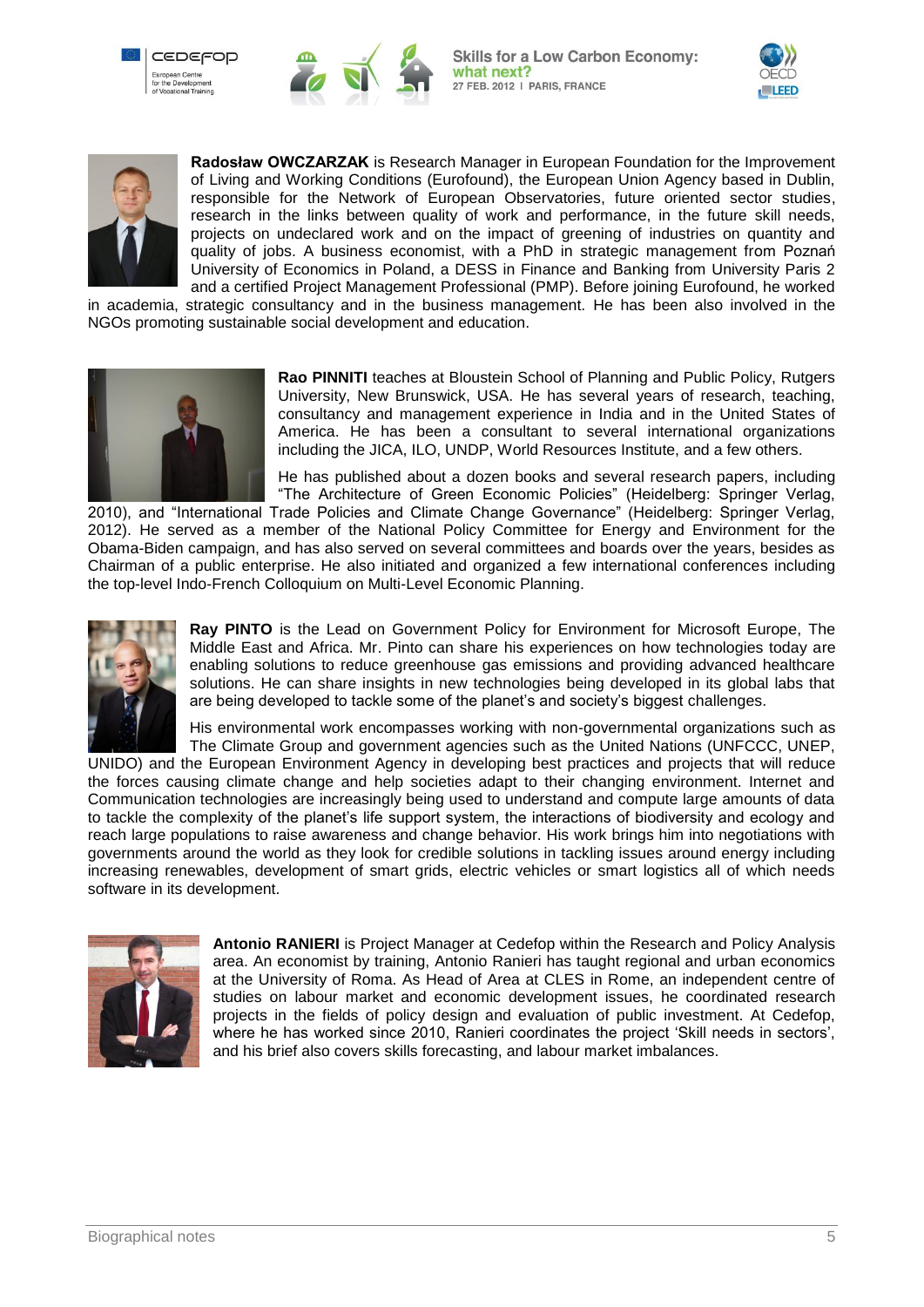**Radosław OWCZARZAK** is Research Manager in European Foundation for the Improvement of Living and Working Conditions (Eurofound), the European Union Agency based in Dublin, responsible for the Network of European Observatories, future oriented sector studies, research in the links between quality of work and performance, in the future skill needs, projects on undeclared work and on the impact of greening of industries on quantity and quality of jobs. A business economist, with a PhD in strategic management from Poznań University of Economics in Poland, a DESS in Finance and Banking from University Paris 2 and a certified Project Management Professional (PMP). Before joining Eurofound, he worked in academia, strategic consultancy and in the business management. He has been also involved in the NGOs promoting sustainable social development and education.

**Rao PINNITI** teaches at Bloustein School of Planning and Public Policy, Rutgers University, New Brunswick, USA. He has several years of research, teaching, consultancy and management experience in India and in the United States of America. He has been a consultant to several international organizations including the JICA, ILO, UNDP, World Resources Institute, and a few others.

He has published about a dozen books and several research papers, including "The Architecture of Green Economic Policies" (Heidelberg: Springer Verlag, 2010), and "International Trade Policies and Climate Change Governance" (Heidelberg: Springer Verlag, 2012). He served as a member of the National Policy Committee for Energy and Environment for the Obama-Biden campaign, and has also served on several committees and boards over the years, besides as Chairman of a public enterprise. He also initiated and organized a few international conferences including the top-level Indo-French Colloquium on Multi-Level Economic Planning.

**Ray PINTO** is the Lead on Government Policy for Environment for Microsoft Europe, The Middle East and Africa. Mr. Pinto can share his experiences on how technologies today are enabling solutions to reduce greenhouse gas emissions and providing advanced healthcare solutions. He can share insights in new technologies being developed in its global labs that are being developed to tackle some of the planet's and society's biggest challenges.

His environmental work encompasses working with non-governmental organizations such as The Climate Group and government agencies such as the United Nations (UNFCCC, UNEP, UNIDO) and the European Environment Agency in developing best practices and projects that will reduce the forces causing climate change and help societies adapt to their changing environment. Internet and Communication technologies are increasingly being used to understand and compute large amounts of data to tackle the complexity of the planet's life support system, the interactions of biodiversity and ecology and reach large populations to raise awareness and change behavior. His work brings him into negotiations with governments around the world as they look for credible solutions in tackling issues around energy including increasing renewables, development of smart grids, electric vehicles or smart logistics all of which needs software in its development.

**Antonio RANIERI** is Project Manager at Cedefop within the Research and Policy Analysis area. An economist by training, Antonio Ranieri has taught regional and urban economics at the University of Roma. As Head of Area at CLES in Rome, an independent centre of studies on labour market and economic development issues, he coordinated research projects in the fields of policy design and evaluation of public investment. At Cedefop, where he has worked since 2010, Ranieri coordinates the project 'Skill needs in sectors', and his brief also covers skills forecasting, and labour market imbalances.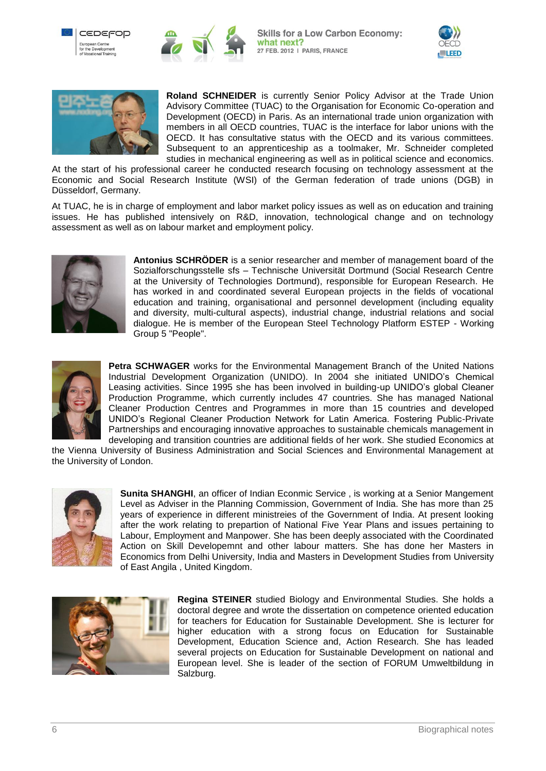**Roland SCHNEIDER** is currently Senior Policy Advisor at the Trade Union Advisory Committee (TUAC) to the Organisation for Economic Co-operation and Development (OECD) in Paris. As an international trade union organization with members in all OECD countries, TUAC is the interface for labor unions with the OECD. It has consultative status with the OECD and its various committees. Subsequent to an apprenticeship as a toolmaker, Mr. Schneider completed studies in mechanical engineering as well as in political science and economics. At the start of his professional career he conducted research focusing on technology assessment at the Economic and Social Research Institute (WSI) of the German federation of trade unions (DGB) in Düsseldorf, Germany.

At TUAC, he is in charge of employment and labor market policy issues as well as on education and training issues. He has published intensively on R&D, innovation, technological change and on technology assessment as well as on labour market and employment policy.

**Antonius SCHRÖDER** is a senior researcher and member of management board of the Sozialforschungsstelle sfs – Technische Universität Dortmund (Social Research Centre at the University of Technologies Dortmund), responsible for European Research. He has worked in and coordinated several European projects in the fields of vocational education and training, organisational and personnel development (including equality and diversity, multi-cultural aspects), industrial change, industrial relations and social dialogue. He is member of the European Steel Technology Platform ESTEP - Working Group 5 "People".

**Petra SCHWAGER** works for the Environmental Management Branch of the United Nations Industrial Development Organization (UNIDO). In 2004 she initiated UNIDO's Chemical Leasing activities. Since 1995 she has been involved in building-up UNIDO's global Cleaner Production Programme, which currently includes 47 countries. She has managed National Cleaner Production Centres and Programmes in more than 15 countries and developed UNIDO's Regional Cleaner Production Network for Latin America. Fostering Public-Private Partnerships and encouraging innovative approaches to sustainable chemicals management in developing and transition countries are additional fields of her work. She studied Economics at the Vienna University of Business Administration and Social Sciences and Environmental Management at the University of London.

**Sunita SHANGHI**, an officer of Indian Econmic Service , is working at a Senior Mangement Level as Adviser in the Planning Commission, Government of India. She has more than 25 years of experience in different ministreies of the Government of India. At present looking after the work relating to prepartion of National Five Year Plans and issues pertaining to Labour, Employment and Manpower. She has been deeply associated with the Coordinated Action on Skill Developemnt and other labour matters. She has done her Masters in Economics from Delhi University, India and Masters in Development Studies from University of East Angila , United Kingdom.

**Regina STEINER** studied Biology and Environmental Studies. She holds a doctoral degree and wrote the dissertation on competence oriented education for teachers for Education for Sustainable Development. She is lecturer for higher education with a strong focus on Education for Sustainable Development, Education Science and, Action Research. She has leaded several projects on Education for Sustainable Development on national and European level. She is leader of the section of FORUM Umweltbildung in Salzburg.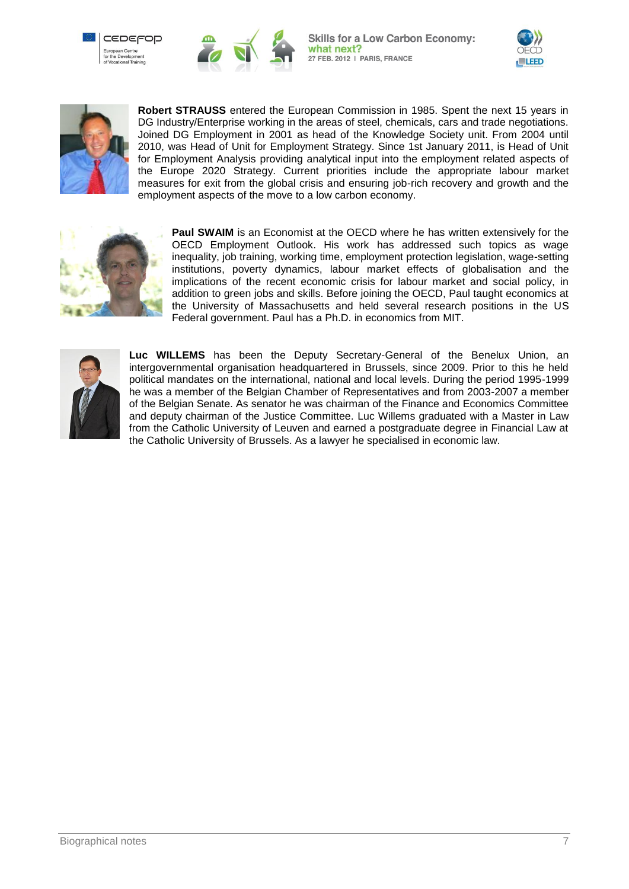**Robert STRAUSS** entered the European Commission in 1985. Spent the next 15 years in DG Industry/Enterprise working in the areas of steel, chemicals, cars and trade negotiations. Joined DG Employment in 2001 as head of the Knowledge Society unit. From 2004 until 2010, was Head of Unit for Employment Strategy. Since 1st January 2011, is Head of Unit for Employment Analysis providing analytical input into the employment related aspects of the Europe 2020 Strategy. Current priorities include the appropriate labour market measures for exit from the global crisis and ensuring job-rich recovery and growth and the employment aspects of the move to a low carbon economy.

**Paul SWAIM** is an Economist at the OECD where he has written extensively for the OECD Employment Outlook. His work has addressed such topics as wage inequality, job training, working time, employment protection legislation, wage-setting institutions, poverty dynamics, labour market effects of globalisation and the implications of the recent economic crisis for labour market and social policy, in addition to green jobs and skills. Before joining the OECD, Paul taught economics at the University of Massachusetts and held several research positions in the US Federal government. Paul has a Ph.D. in economics from MIT.

**Luc WILLEMS** has been the Deputy Secretary-General of the Benelux Union, an intergovernmental organisation headquartered in Brussels, since 2009. Prior to this he held political mandates on the international, national and local levels. During the period 1995-1999 he was a member of the Belgian Chamber of Representatives and from 2003-2007 a member of the Belgian Senate. As senator he was chairman of the Finance and Economics Committee and deputy chairman of the Justice Committee. Luc Willems graduated with a Master in Law from the Catholic University of Leuven and earned a postgraduate degree in Financial Law at the Catholic University of Brussels. As a lawyer he specialised in economic law.